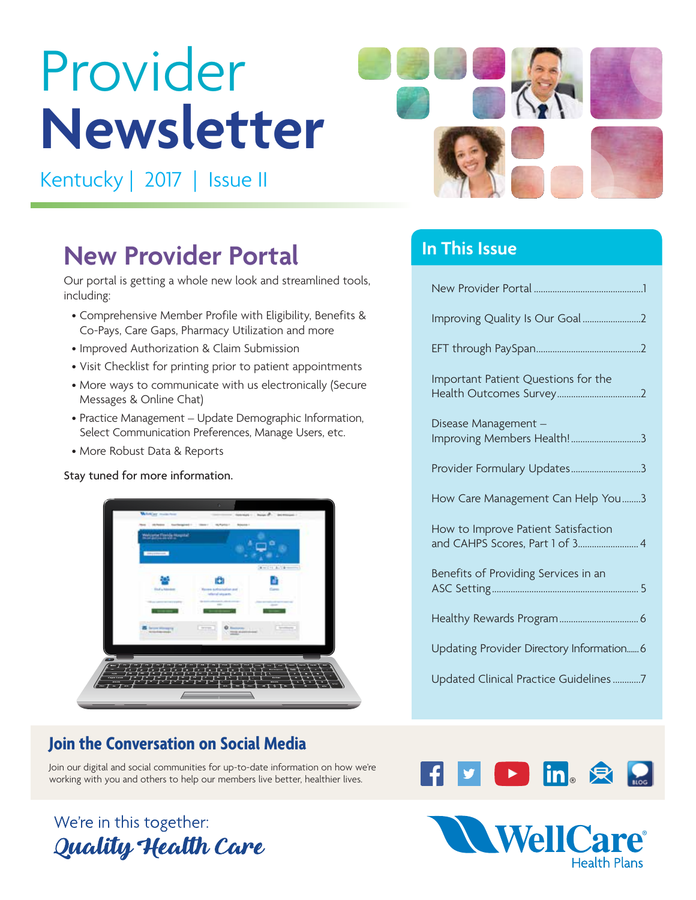# Provider Newsletter

Kentucky | 2017 | Issue II

## New Provider Portal

Our portal is getting a whole new look and streamlined tools, including:

- Comprehensive Member Profile with Eligibility, Benefits & Co-Pays, Care Gaps, Pharmacy Utilization and more
- Improved Authorization & Claim Submission
- Visit Checklist for printing prior to patient appointments
- More ways to communicate with us electronically (Secure Messages & Online Chat)
- Practice Management – Update Demographic Information, Select Communication Preferences, Manage Users, etc.
- More Robust Data & Reports

Stay tuned for more information.

## In This Issue

New Provider Portal ....1

Improving Quality Is Our Goal ....2

EFT through PaySpan....2

Important Patient Questions for the Health Outcomes Survey....2

Disease Management – Improving Members Health!....3

Provider Formulary Updates....3

How Care Management Can Help You....3

How to Improve Patient Satisfaction and CAHPS Scores, Part 1 of 3....4

Benefits of Providing Services in an ASC Setting....5

Healthy Rewards Program....6

Updating Provider Directory Information....6

Updated Clinical Practice Guidelines....7

## Join the Conversation on Social Media

Join our digital and social communities for up-to-date information on how we're working with you and others to help our members live better, healthier lives.

We're in this together:
*Quality Health Care*

WellCare Health Plans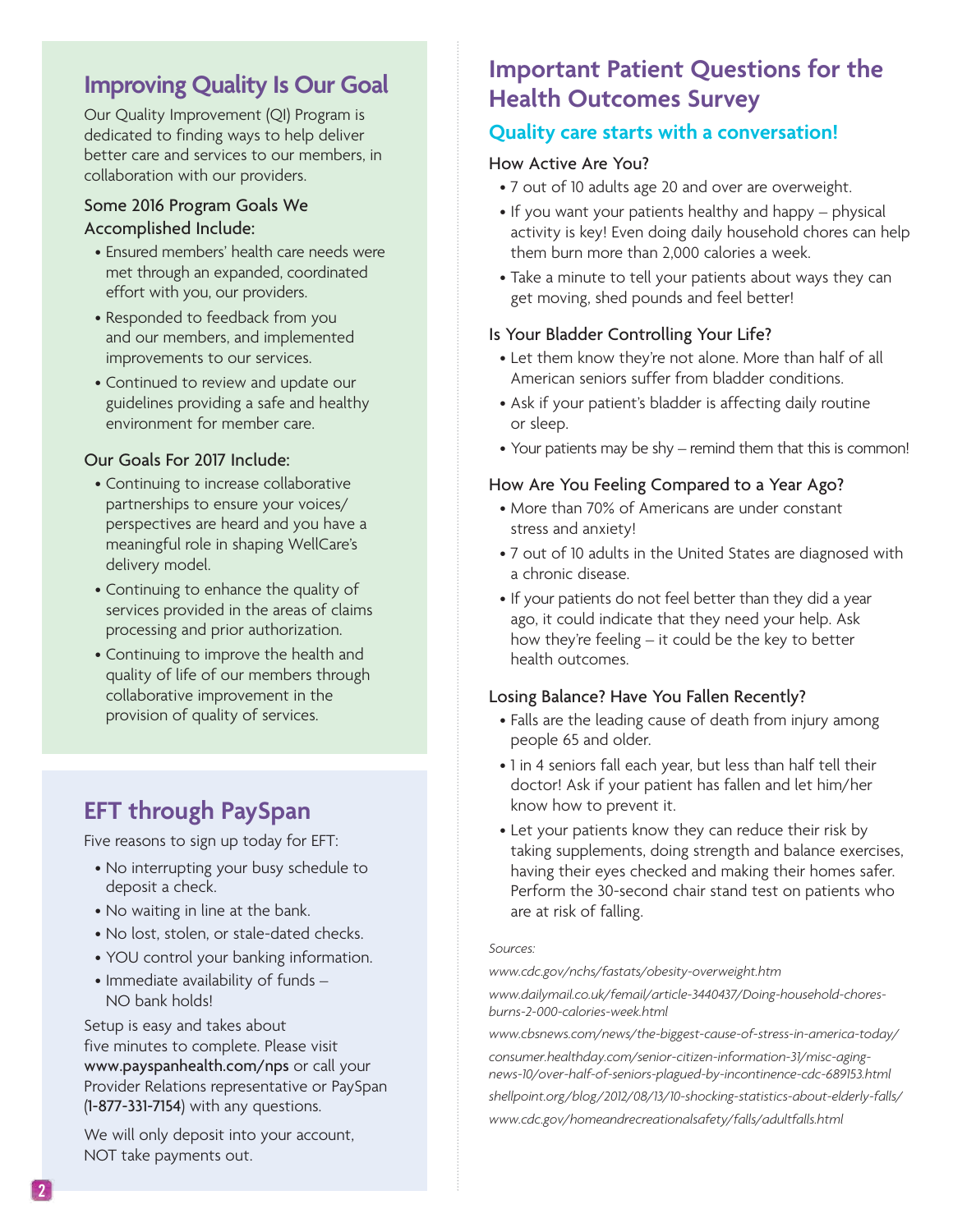## Improving Quality Is Our Goal

Our Quality Improvement (QI) Program is dedicated to finding ways to help deliver better care and services to our members, in collaboration with our providers.

### Some 2016 Program Goals We Accomplished Include:

- Ensured members' health care needs were met through an expanded, coordinated effort with you, our providers.
- Responded to feedback from you and our members, and implemented improvements to our services.
- Continued to review and update our guidelines providing a safe and healthy environment for member care.

### Our Goals For 2017 Include:

- Continuing to increase collaborative partnerships to ensure your voices/ perspectives are heard and you have a meaningful role in shaping WellCare's delivery model.
- Continuing to enhance the quality of services provided in the areas of claims processing and prior authorization.
- Continuing to improve the health and quality of life of our members through collaborative improvement in the provision of quality of services.

## EFT through PaySpan

Five reasons to sign up today for EFT:

- No interrupting your busy schedule to deposit a check.
- No waiting in line at the bank.
- No lost, stolen, or stale-dated checks.
- YOU control your banking information.
- Immediate availability of funds – NO bank holds!

Setup is easy and takes about five minutes to complete. Please visit **www.payspanhealth.com/nps** or call your Provider Relations representative or PaySpan (**1-877-331-7154**) with any questions.

We will only deposit into your account, NOT take payments out.

## Important Patient Questions for the Health Outcomes Survey

### Quality care starts with a conversation!

#### How Active Are You?

- 7 out of 10 adults age 20 and over are overweight.
- If you want your patients healthy and happy – physical activity is key! Even doing daily household chores can help them burn more than 2,000 calories a week.
- Take a minute to tell your patients about ways they can get moving, shed pounds and feel better!

#### Is Your Bladder Controlling Your Life?

- Let them know they're not alone. More than half of all American seniors suffer from bladder conditions.
- Ask if your patient's bladder is affecting daily routine or sleep.
- Your patients may be shy – remind them that this is common!

#### How Are You Feeling Compared to a Year Ago?

- More than 70% of Americans are under constant stress and anxiety!
- 7 out of 10 adults in the United States are diagnosed with a chronic disease.
- If your patients do not feel better than they did a year ago, it could indicate that they need your help. Ask how they're feeling – it could be the key to better health outcomes.

#### Losing Balance? Have You Fallen Recently?

- Falls are the leading cause of death from injury among people 65 and older.
- 1 in 4 seniors fall each year, but less than half tell their doctor! Ask if your patient has fallen and let him/her know how to prevent it.
- Let your patients know they can reduce their risk by taking supplements, doing strength and balance exercises, having their eyes checked and making their homes safer. Perform the 30-second chair stand test on patients who are at risk of falling.

*Sources:*

*www.cdc.gov/nchs/fastats/obesity-overweight.htm*

*www.dailymail.co.uk/femail/article-3440437/Doing-household-chores-burns-2-000-calories-week.html*

*www.cbsnews.com/news/the-biggest-cause-of-stress-in-america-today/*

*consumer.healthday.com/senior-citizen-information-31/misc-aging-news-10/over-half-of-seniors-plagued-by-incontinence-cdc-689153.html*

*shellpoint.org/blog/2012/08/13/10-shocking-statistics-about-elderly-falls/*

*www.cdc.gov/homeandrecreationalsafety/falls/adultfalls.html*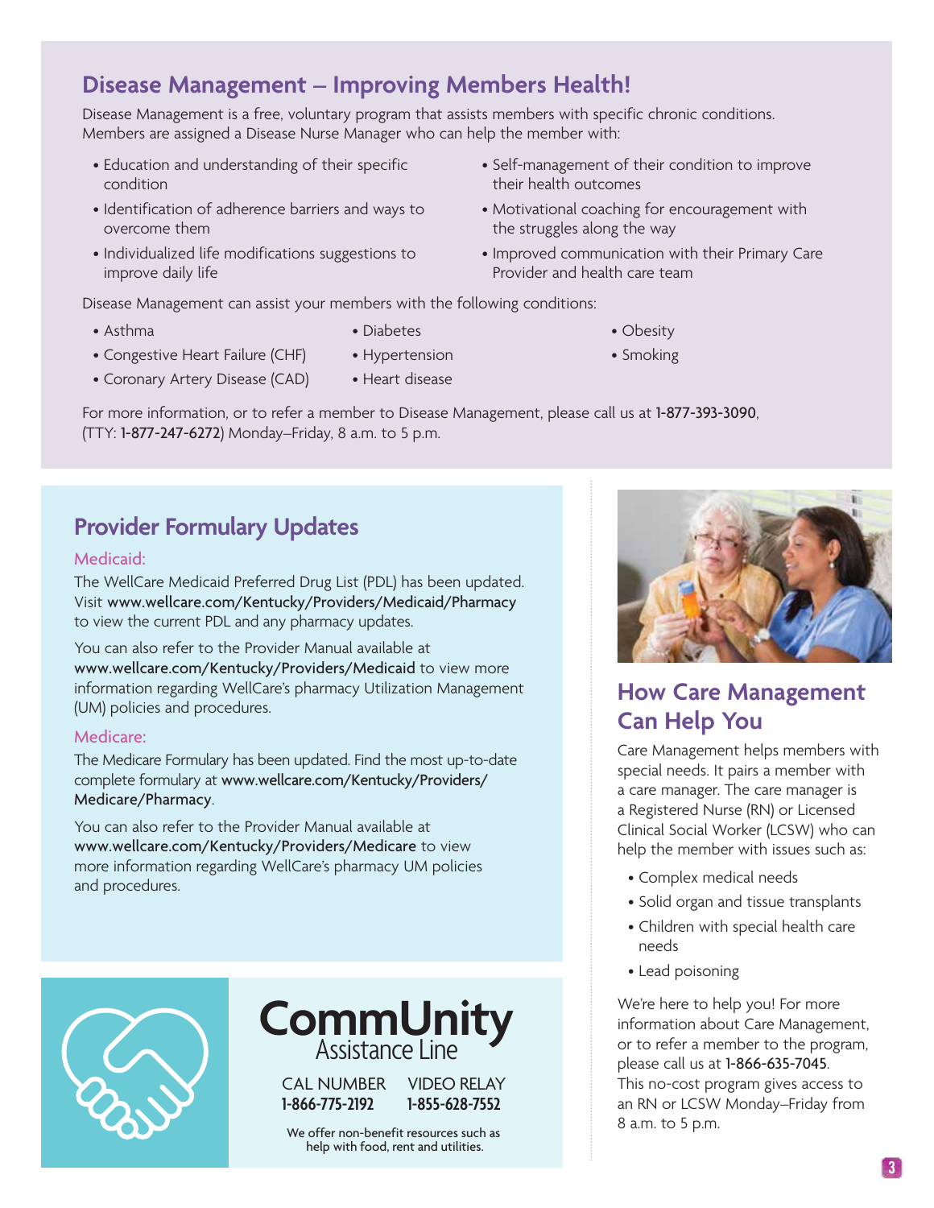## Disease Management – Improving Members Health!

Disease Management is a free, voluntary program that assists members with specific chronic conditions. Members are assigned a Disease Nurse Manager who can help the member with:

- Education and understanding of their specific condition
- Identification of adherence barriers and ways to overcome them
- Individualized life modifications suggestions to improve daily life
- Self-management of their condition to improve their health outcomes
- Motivational coaching for encouragement with the struggles along the way
- Improved communication with their Primary Care Provider and health care team

Disease Management can assist your members with the following conditions:

- Asthma
- Congestive Heart Failure (CHF)
- Coronary Artery Disease (CAD)
- Diabetes
- Hypertension
- Heart disease
- Obesity
- Smoking

For more information, or to refer a member to Disease Management, please call us at 1-877-393-3090, (TTY: 1-877-247-6272) Monday–Friday, 8 a.m. to 5 p.m.

## Provider Formulary Updates

### Medicaid:

The WellCare Medicaid Preferred Drug List (PDL) has been updated. Visit www.wellcare.com/Kentucky/Providers/Medicaid/Pharmacy to view the current PDL and any pharmacy updates.

You can also refer to the Provider Manual available at www.wellcare.com/Kentucky/Providers/Medicaid to view more information regarding WellCare's pharmacy Utilization Management (UM) policies and procedures.

### Medicare:

The Medicare Formulary has been updated. Find the most up-to-date complete formulary at www.wellcare.com/Kentucky/Providers/Medicare/Pharmacy.

You can also refer to the Provider Manual available at www.wellcare.com/Kentucky/Providers/Medicare to view more information regarding WellCare's pharmacy UM policies and procedures.

## CommUnity Assistance Line

CAL NUMBER **1-866-775-2192**

VIDEO RELAY **1-855-628-7552**

We offer non-benefit resources such as help with food, rent and utilities.

## How Care Management Can Help You

Care Management helps members with special needs. It pairs a member with a care manager. The care manager is a Registered Nurse (RN) or Licensed Clinical Social Worker (LCSW) who can help the member with issues such as:

- Complex medical needs
- Solid organ and tissue transplants
- Children with special health care needs
- Lead poisoning

We're here to help you! For more information about Care Management, or to refer a member to the program, please call us at 1-866-635-7045. This no-cost program gives access to an RN or LCSW Monday–Friday from 8 a.m. to 5 p.m.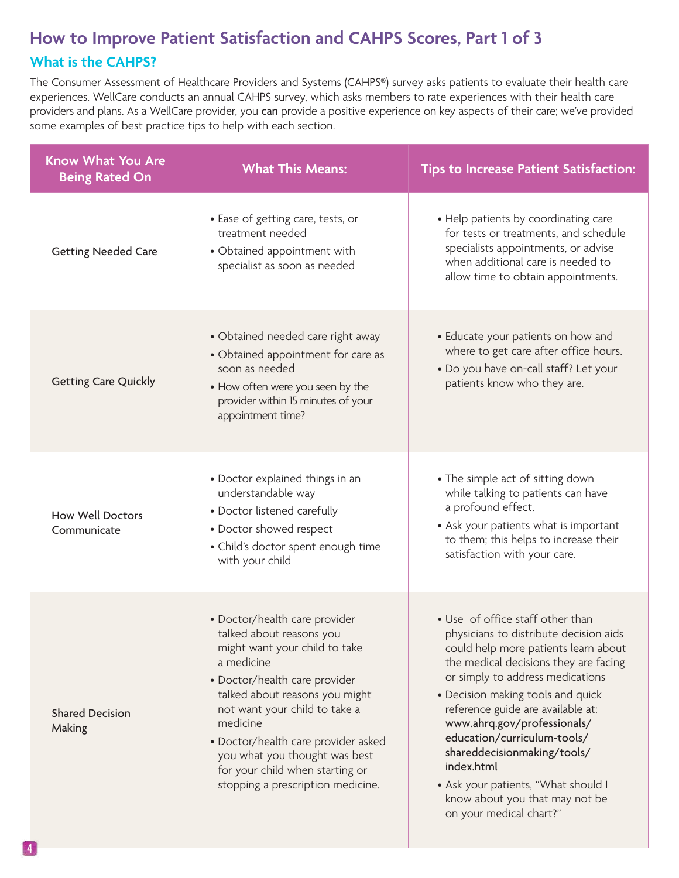# How to Improve Patient Satisfaction and CAHPS Scores, Part 1 of 3

## What is the CAHPS?

The Consumer Assessment of Healthcare Providers and Systems (CAHPS®) survey asks patients to evaluate their health care experiences. WellCare conducts an annual CAHPS survey, which asks members to rate experiences with their health care providers and plans. As a WellCare provider, you **can** provide a positive experience on key aspects of their care; we've provided some examples of best practice tips to help with each section.

| Know What You Are Being Rated On | What This Means: | Tips to Increase Patient Satisfaction: |
|---|---|---|
| Getting Needed Care | • Ease of getting care, tests, or treatment needed<br>• Obtained appointment with specialist as soon as needed | • Help patients by coordinating care for tests or treatments, and schedule specialists appointments, or advise when additional care is needed to allow time to obtain appointments. |
| Getting Care Quickly | • Obtained needed care right away<br>• Obtained appointment for care as soon as needed<br>• How often were you seen by the provider within 15 minutes of your appointment time? | • Educate your patients on how and where to get care after office hours.<br>• Do you have on-call staff? Let your patients know who they are. |
| How Well Doctors Communicate | • Doctor explained things in an understandable way<br>• Doctor listened carefully<br>• Doctor showed respect<br>• Child's doctor spent enough time with your child | • The simple act of sitting down while talking to patients can have a profound effect.<br>• Ask your patients what is important to them; this helps to increase their satisfaction with your care. |
| Shared Decision Making | • Doctor/health care provider talked about reasons you might want your child to take a medicine<br>• Doctor/health care provider talked about reasons you might not want your child to take a medicine<br>• Doctor/health care provider asked you what you thought was best for your child when starting or stopping a prescription medicine. | • Use of office staff other than physicians to distribute decision aids could help more patients learn about the medical decisions they are facing or simply to address medications<br>• Decision making tools and quick reference guide are available at: **www.ahrq.gov/professionals/education/curriculum-tools/shareddecisionmaking/tools/index.html**<br>• Ask your patients, "What should I know about you that may not be on your medical chart?" |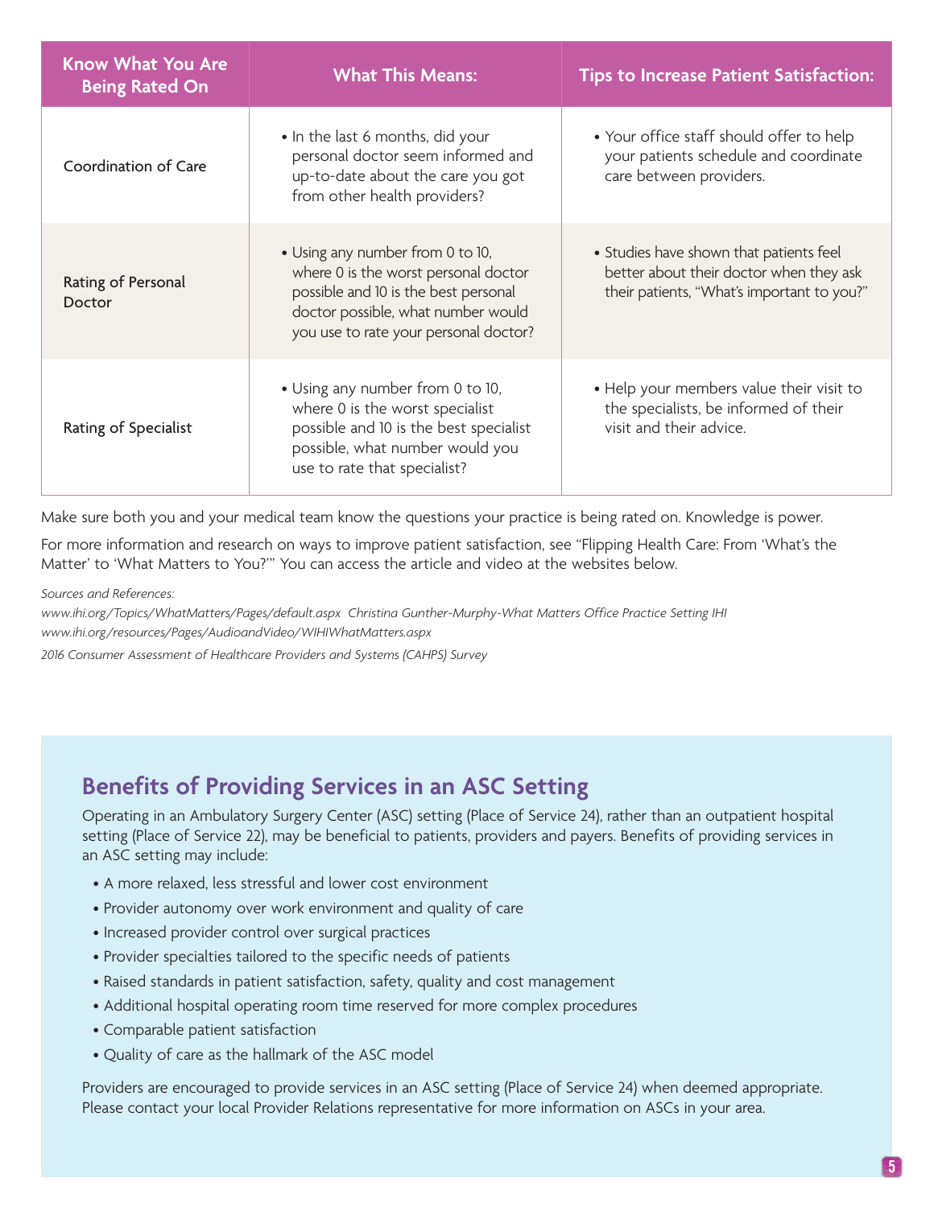| Know What You Are Being Rated On | What This Means: | Tips to Increase Patient Satisfaction: |
|---|---|---|
| Coordination of Care | • In the last 6 months, did your personal doctor seem informed and up-to-date about the care you got from other health providers? | • Your office staff should offer to help your patients schedule and coordinate care between providers. |
| Rating of Personal Doctor | • Using any number from 0 to 10, where 0 is the worst personal doctor possible and 10 is the best personal doctor possible, what number would you use to rate your personal doctor? | • Studies have shown that patients feel better about their doctor when they ask their patients, "What's important to you?" |
| Rating of Specialist | • Using any number from 0 to 10, where 0 is the worst specialist possible and 10 is the best specialist possible, what number would you use to rate that specialist? | • Help your members value their visit to the specialists, be informed of their visit and their advice. |

Make sure both you and your medical team know the questions your practice is being rated on. Knowledge is power.

For more information and research on ways to improve patient satisfaction, see "Flipping Health Care: From 'What's the Matter' to 'What Matters to You?'" You can access the article and video at the websites below.

*Sources and References:*

*www.ihi.org/Topics/WhatMatters/Pages/default.aspx Christina Gunther-Murphy-What Matters Office Practice Setting IHI*

*www.ihi.org/resources/Pages/AudioandVideo/WIHIWhatMatters.aspx*

*2016 Consumer Assessment of Healthcare Providers and Systems (CAHPS) Survey*

## Benefits of Providing Services in an ASC Setting

Operating in an Ambulatory Surgery Center (ASC) setting (Place of Service 24), rather than an outpatient hospital setting (Place of Service 22), may be beneficial to patients, providers and payers. Benefits of providing services in an ASC setting may include:

- A more relaxed, less stressful and lower cost environment
- Provider autonomy over work environment and quality of care
- Increased provider control over surgical practices
- Provider specialties tailored to the specific needs of patients
- Raised standards in patient satisfaction, safety, quality and cost management
- Additional hospital operating room time reserved for more complex procedures
- Comparable patient satisfaction
- Quality of care as the hallmark of the ASC model

Providers are encouraged to provide services in an ASC setting (Place of Service 24) when deemed appropriate. Please contact your local Provider Relations representative for more information on ASCs in your area.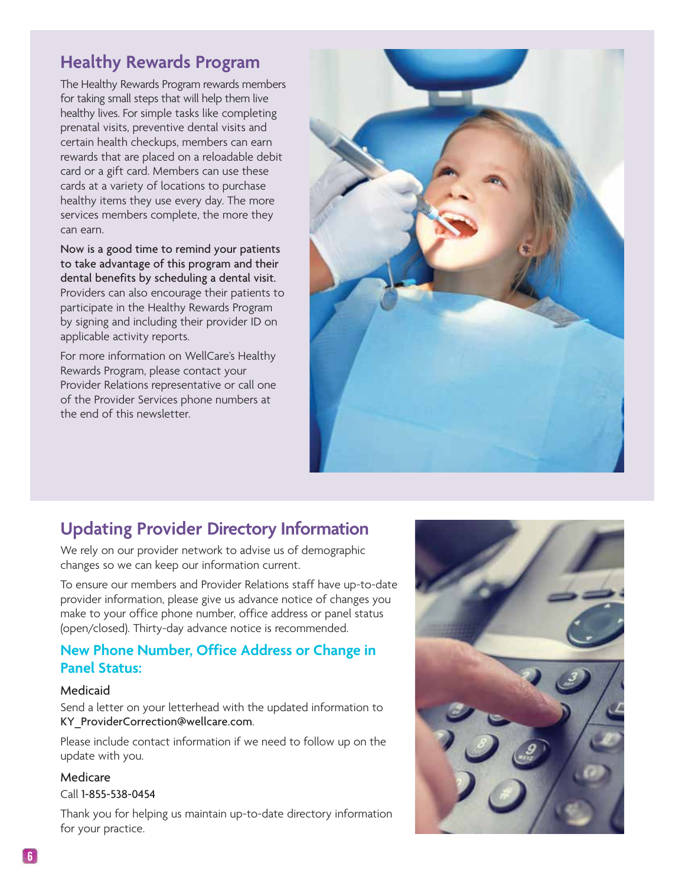## Healthy Rewards Program

The Healthy Rewards Program rewards members for taking small steps that will help them live healthy lives. For simple tasks like completing prenatal visits, preventive dental visits and certain health checkups, members can earn rewards that are placed on a reloadable debit card or a gift card. Members can use these cards at a variety of locations to purchase healthy items they use every day. The more services members complete, the more they can earn.

**Now is a good time to remind your patients to take advantage of this program and their dental benefits by scheduling a dental visit.** Providers can also encourage their patients to participate in the Healthy Rewards Program by signing and including their provider ID on applicable activity reports.

For more information on WellCare's Healthy Rewards Program, please contact your Provider Relations representative or call one of the Provider Services phone numbers at the end of this newsletter.

## Updating Provider Directory Information

We rely on our provider network to advise us of demographic changes so we can keep our information current.

To ensure our members and Provider Relations staff have up-to-date provider information, please give us advance notice of changes you make to your office phone number, office address or panel status (open/closed). Thirty-day advance notice is recommended.

### New Phone Number, Office Address or Change in Panel Status:

#### Medicaid

Send a letter on your letterhead with the updated information to KY_ProviderCorrection@wellcare.com.

Please include contact information if we need to follow up on the update with you.

#### Medicare

Call 1-855-538-0454

Thank you for helping us maintain up-to-date directory information for your practice.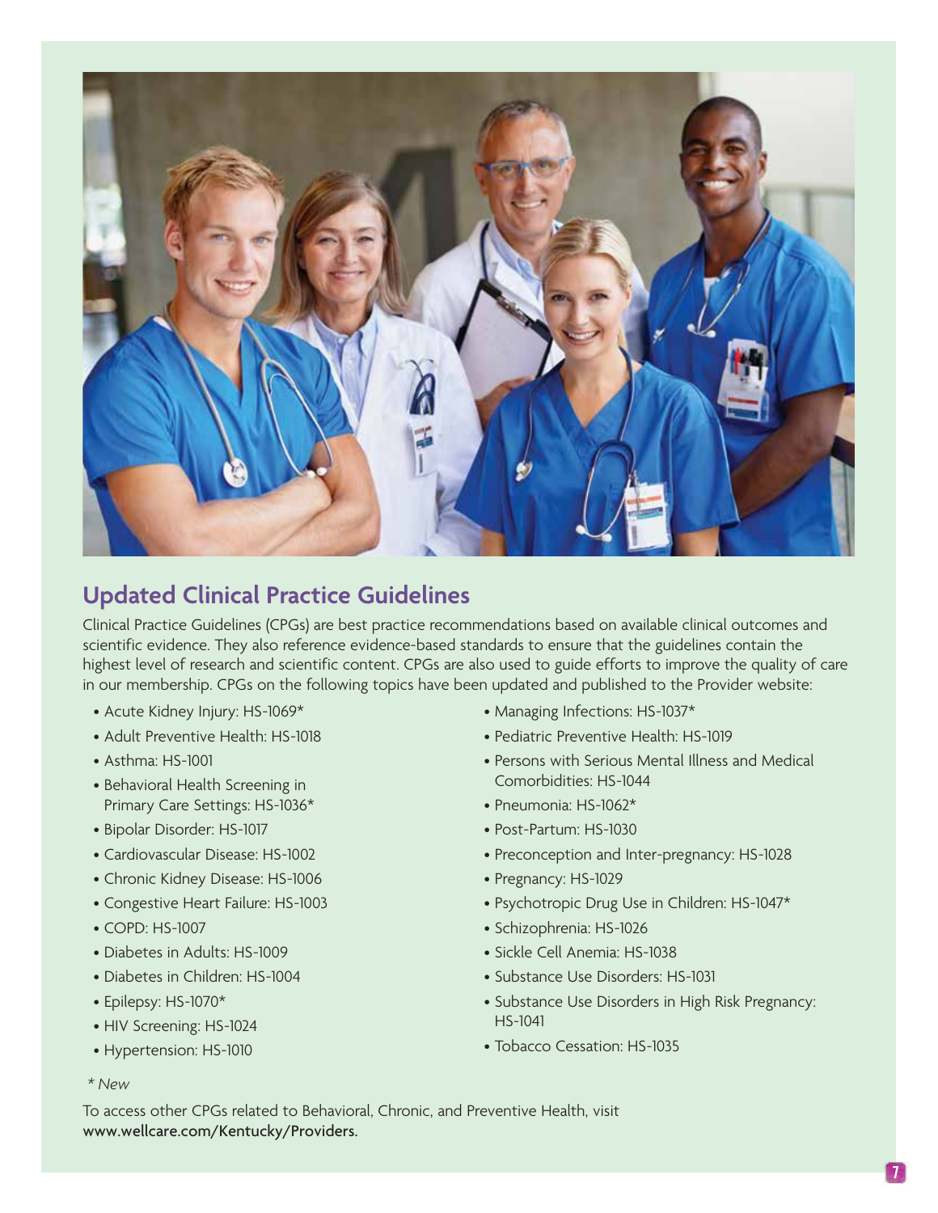## Updated Clinical Practice Guidelines

Clinical Practice Guidelines (CPGs) are best practice recommendations based on available clinical outcomes and scientific evidence. They also reference evidence-based standards to ensure that the guidelines contain the highest level of research and scientific content. CPGs are also used to guide efforts to improve the quality of care in our membership. CPGs on the following topics have been updated and published to the Provider website:

- Acute Kidney Injury: HS-1069*
- Adult Preventive Health: HS-1018
- Asthma: HS-1001
- Behavioral Health Screening in Primary Care Settings: HS-1036*
- Bipolar Disorder: HS-1017
- Cardiovascular Disease: HS-1002
- Chronic Kidney Disease: HS-1006
- Congestive Heart Failure: HS-1003
- COPD: HS-1007
- Diabetes in Adults: HS-1009
- Diabetes in Children: HS-1004
- Epilepsy: HS-1070*
- HIV Screening: HS-1024
- Hypertension: HS-1010
- Managing Infections: HS-1037*
- Pediatric Preventive Health: HS-1019
- Persons with Serious Mental Illness and Medical Comorbidities: HS-1044
- Pneumonia: HS-1062*
- Post-Partum: HS-1030
- Preconception and Inter-pregnancy: HS-1028
- Pregnancy: HS-1029
- Psychotropic Drug Use in Children: HS-1047*
- Schizophrenia: HS-1026
- Sickle Cell Anemia: HS-1038
- Substance Use Disorders: HS-1031
- Substance Use Disorders in High Risk Pregnancy: HS-1041
- Tobacco Cessation: HS-1035

*\* New*

To access other CPGs related to Behavioral, Chronic, and Preventive Health, visit www.wellcare.com/Kentucky/Providers.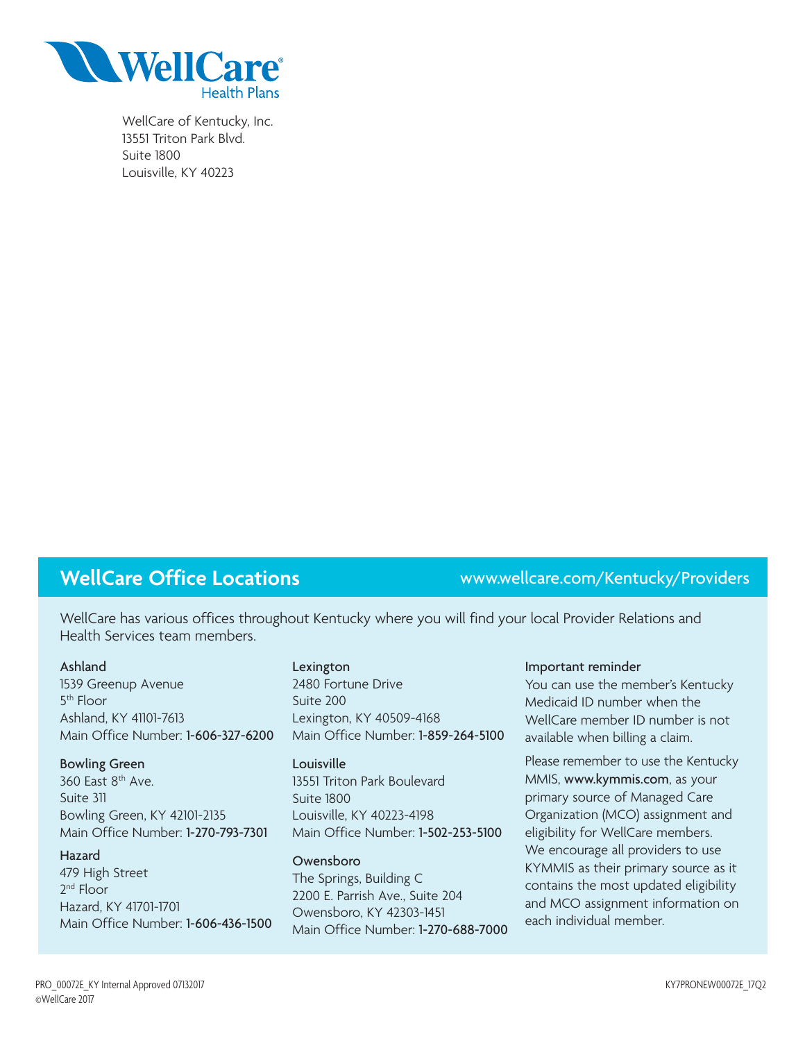WellCare Health Plans

WellCare of Kentucky, Inc.
13551 Triton Park Blvd.
Suite 1800
Louisville, KY 40223

## WellCare Office Locations

www.wellcare.com/Kentucky/Providers

WellCare has various offices throughout Kentucky where you will find your local Provider Relations and Health Services team members.

**Ashland**
1539 Greenup Avenue
5th Floor
Ashland, KY 41101-7613
Main Office Number: **1-606-327-6200**

**Bowling Green**
360 East 8th Ave.
Suite 311
Bowling Green, KY 42101-2135
Main Office Number: **1-270-793-7301**

**Hazard**
479 High Street
2nd Floor
Hazard, KY 41701-1701
Main Office Number: **1-606-436-1500**

**Lexington**
2480 Fortune Drive
Suite 200
Lexington, KY 40509-4168
Main Office Number: **1-859-264-5100**

**Louisville**
13551 Triton Park Boulevard
Suite 1800
Louisville, KY 40223-4198
Main Office Number: **1-502-253-5100**

**Owensboro**
The Springs, Building C
2200 E. Parrish Ave., Suite 204
Owensboro, KY 42303-1451
Main Office Number: **1-270-688-7000**

**Important reminder**

You can use the member's Kentucky Medicaid ID number when the WellCare member ID number is not available when billing a claim.

Please remember to use the Kentucky MMIS, **www.kymmis.com**, as your primary source of Managed Care Organization (MCO) assignment and eligibility for WellCare members. We encourage all providers to use KYMMIS as their primary source as it contains the most updated eligibility and MCO assignment information on each individual member.

PRO_00072E_KY Internal Approved 07132017
©WellCare 2017

KY7PRONEW00072E_17Q2